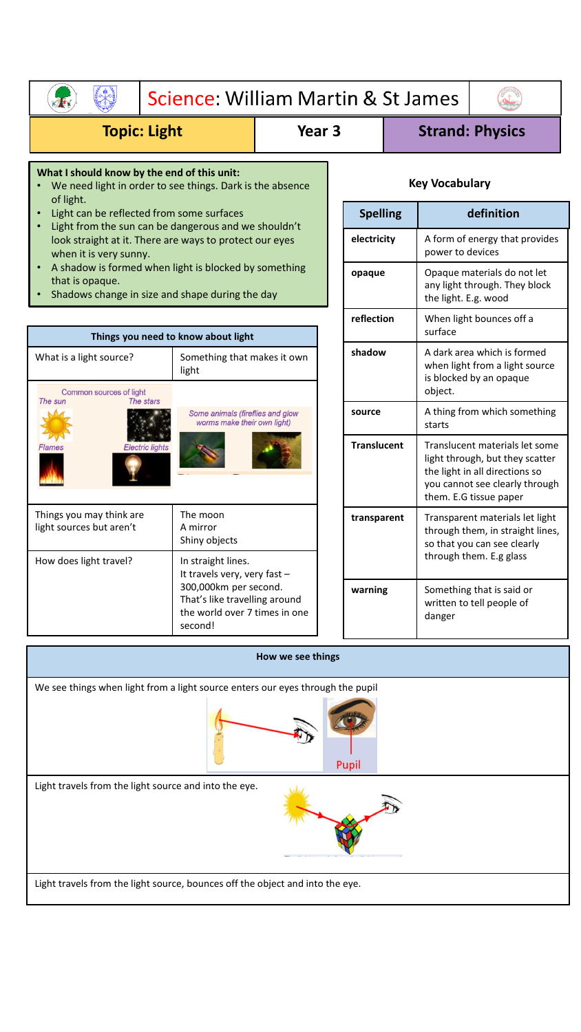# Science: William Martin & St James

**Topic: Light** | **Year 3** | **Strand: Physics**

**What I should know by the end of this unit:**

- We need light in order to see things. Dark is the absence of light.
- Light can be reflected from some surfaces
- Light from the sun can be dangerous and we shouldn't look straight at it. There are ways to protect our eyes when it is very sunny.
- A shadow is formed when light is blocked by something that is opaque.
- Shadows change in size and shape during the day

## Things you need to know about light

| Things you need to know about light | |
|---|---|
| What is a light source? | Something that makes it own light |
| Common sources of light: The sun, The stars, Flames, Electric lights | Some animals (fireflies and glow worms make their own light) |
| Things you may think are light sources but aren't | The moon<br>A mirror<br>Shiny objects |
| How does light travel? | In straight lines.<br>It travels very, very fast – 300,000km per second.<br>That's like travelling around the world over 7 times in one second! |

## Key Vocabulary

| Spelling | definition |
|---|---|
| **electricity** | A form of energy that provides power to devices |
| **opaque** | Opaque materials do not let any light through. They block the light. E.g. wood |
| **reflection** | When light bounces off a surface |
| **shadow** | A dark area which is formed when light from a light source is blocked by an opaque object. |
| **source** | A thing from which something starts |
| **Translucent** | Translucent materials let some light through, but they scatter the light in all directions so you cannot see clearly through them. E.G tissue paper |
| **transparent** | Transparent materials let light through them, in straight lines, so that you can see clearly through them. E.g glass |
| **warning** | Something that is said or written to tell people of danger |

## How we see things

We see things when light from a light source enters our eyes through the pupil

Pupil

Light travels from the light source and into the eye.

Light travels from the light source, bounces off the object and into the eye.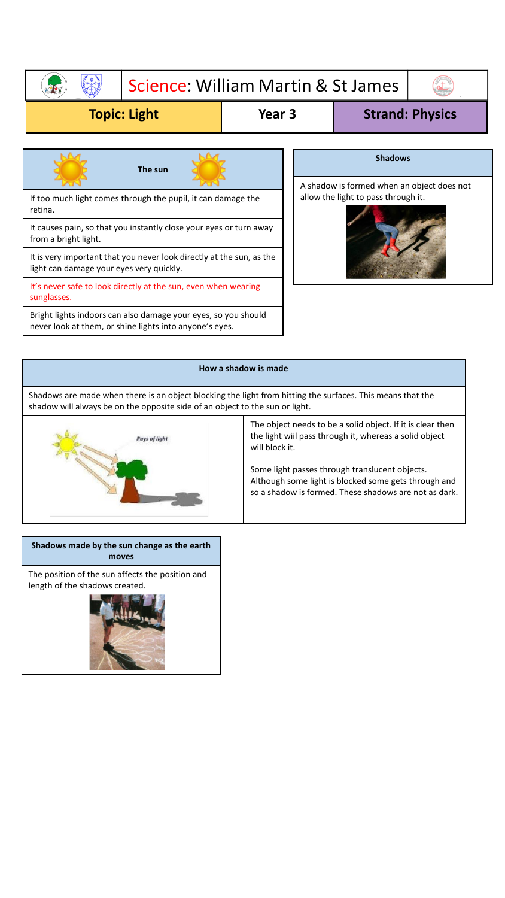# Science: William Martin & St James

| Topic: Light | Year 3 | Strand: Physics |
| --- | --- | --- |

## The sun

If too much light comes through the pupil, it can damage the retina.

It causes pain, so that you instantly close your eyes or turn away from a bright light.

It is very important that you never look directly at the sun, as the light can damage your eyes very quickly.

It's never safe to look directly at the sun, even when wearing sunglasses.

Bright lights indoors can also damage your eyes, so you should never look at them, or shine lights into anyone's eyes.

## Shadows

A shadow is formed when an object does not allow the light to pass through it.

## How a shadow is made

Shadows are made when there is an object blocking the light from hitting the surfaces. This means that the shadow will always be on the opposite side of an object to the sun or light.

Rays of light

The object needs to be a solid object. If it is clear then the light wiil pass through it, whereas a solid object will block it.

Some light passes through translucent objects. Although some light is blocked some gets through and so a shadow is formed. These shadows are not as dark.

## Shadows made by the sun change as the earth moves

The position of the sun affects the position and length of the shadows created.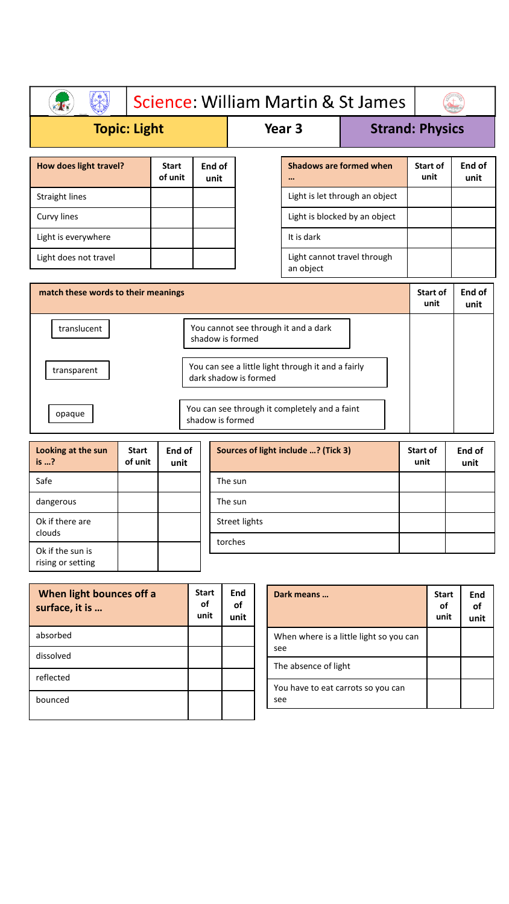# Science: William Martin & St James

| Topic: Light | Year 3 | Strand: Physics |
|---|---|---|

| How does light travel? | Start of unit | End of unit |
|---|---|---|
| Straight lines | | |
| Curvy lines | | |
| Light is everywhere | | |
| Light does not travel | | |

| Shadows are formed when … | Start of unit | End of unit |
|---|---|---|
| Light is let through an object | | |
| Light is blocked by an object | | |
| It is dark | | |
| Light cannot travel through an object | | |

| match these words to their meanings | | Start of unit | End of unit |
|---|---|---|---|
| translucent | You cannot see through it and a dark shadow is formed | | |
| transparent | You can see a little light through it and a fairly dark shadow is formed | | |
| opaque | You can see through it completely and a faint shadow is formed | | |

| Looking at the sun is …? | Start of unit | End of unit |
|---|---|---|
| Safe | | |
| dangerous | | |
| Ok if there are clouds | | |
| Ok if the sun is rising or setting | | |

| Sources of light include …? (Tick 3) | Start of unit | End of unit |
|---|---|---|
| The sun | | |
| The sun | | |
| Street lights | | |
| torches | | |

| When light bounces off a surface, it is … | Start of unit | End of unit |
|---|---|---|
| absorbed | | |
| dissolved | | |
| reflected | | |
| bounced | | |

| Dark means … | Start of unit | End of unit |
|---|---|---|
| When where is a little light so you can see | | |
| The absence of light | | |
| You have to eat carrots so you can see | | |